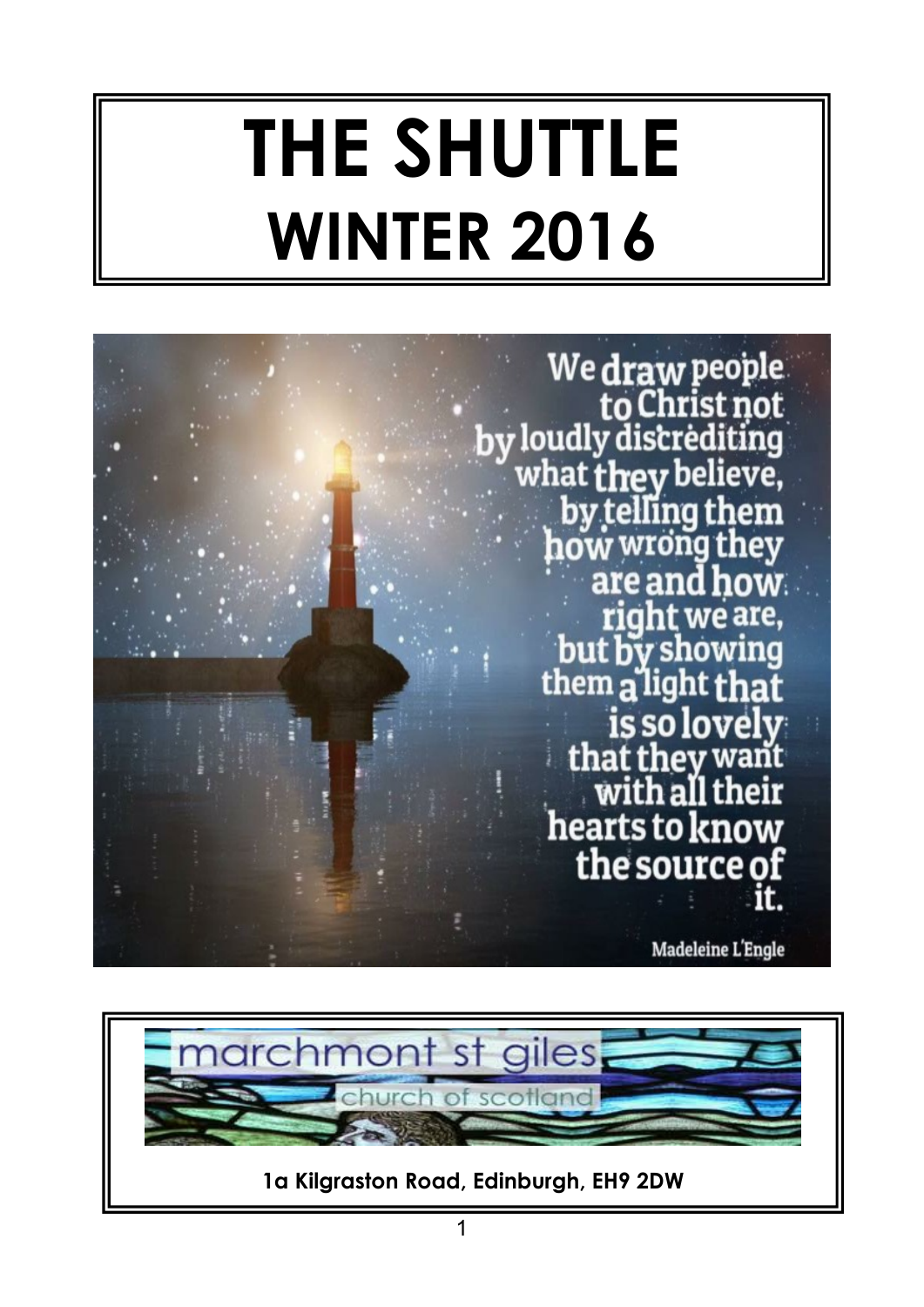# THE SHUTTLE
# WINTER 2016

We draw people to Christ not by loudly discrediting what they believe, by telling them how wrong they are and how right we are, but by showing them a light that is so lovely that they want with all their hearts to know the source of it.

Madeleine L'Engle

marchmont st giles
church of scotland

**1a Kilgraston Road, Edinburgh, EH9 2DW**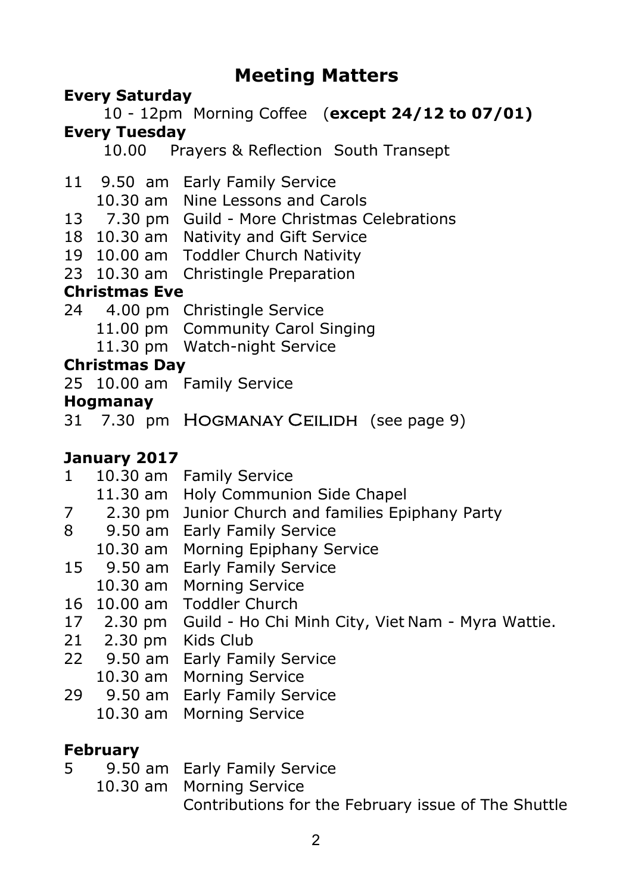# Meeting Matters

**Every Saturday**

10 - 12pm Morning Coffee (**except 24/12 to 07/01)**

**Every Tuesday**

10.00 Prayers & Reflection South Transept

11 9.50 am Early Family Service
10.30 am Nine Lessons and Carols
13 7.30 pm Guild - More Christmas Celebrations
18 10.30 am Nativity and Gift Service
19 10.00 am Toddler Church Nativity
23 10.30 am Christingle Preparation

**Christmas Eve**

24 4.00 pm Christingle Service
11.00 pm Community Carol Singing
11.30 pm Watch-night Service

**Christmas Day**

25 10.00 am Family Service

**Hogmanay**

31 7.30 pm HOGMANAY CEILIDH (see page 9)

**January 2017**

1 10.30 am Family Service
11.30 am Holy Communion Side Chapel
7 2.30 pm Junior Church and families Epiphany Party
8 9.50 am Early Family Service
10.30 am Morning Epiphany Service
15 9.50 am Early Family Service
10.30 am Morning Service
16 10.00 am Toddler Church
17 2.30 pm Guild - Ho Chi Minh City, Viet Nam - Myra Wattie.
21 2.30 pm Kids Club
22 9.50 am Early Family Service
10.30 am Morning Service
29 9.50 am Early Family Service
10.30 am Morning Service

**February**

5 9.50 am Early Family Service
10.30 am Morning Service
Contributions for the February issue of The Shuttle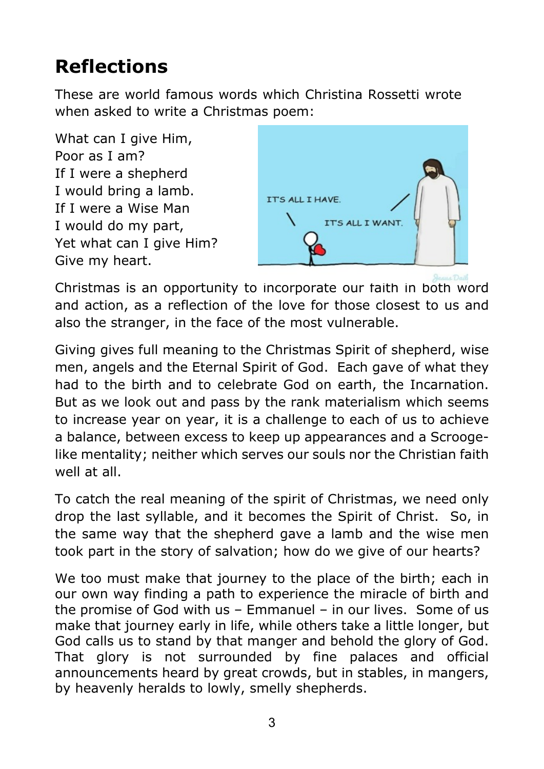# Reflections

These are world famous words which Christina Rossetti wrote when asked to write a Christmas poem:

What can I give Him,
Poor as I am?
If I were a shepherd
I would bring a lamb.
If I were a Wise Man
I would do my part,
Yet what can I give Him?
Give my heart.

Christmas is an opportunity to incorporate our faith in both word and action, as a reflection of the love for those closest to us and also the stranger, in the face of the most vulnerable.

Giving gives full meaning to the Christmas Spirit of shepherd, wise men, angels and the Eternal Spirit of God. Each gave of what they had to the birth and to celebrate God on earth, the Incarnation. But as we look out and pass by the rank materialism which seems to increase year on year, it is a challenge to each of us to achieve a balance, between excess to keep up appearances and a Scrooge-like mentality; neither which serves our souls nor the Christian faith well at all.

To catch the real meaning of the spirit of Christmas, we need only drop the last syllable, and it becomes the Spirit of Christ. So, in the same way that the shepherd gave a lamb and the wise men took part in the story of salvation; how do we give of our hearts?

We too must make that journey to the place of the birth; each in our own way finding a path to experience the miracle of birth and the promise of God with us – Emmanuel – in our lives. Some of us make that journey early in life, while others take a little longer, but God calls us to stand by that manger and behold the glory of God. That glory is not surrounded by fine palaces and official announcements heard by great crowds, but in stables, in mangers, by heavenly heralds to lowly, smelly shepherds.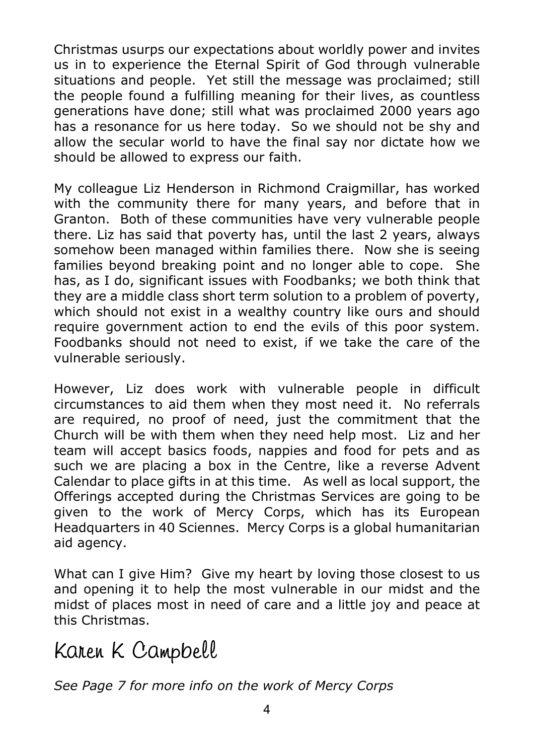Christmas usurps our expectations about worldly power and invites us in to experience the Eternal Spirit of God through vulnerable situations and people. Yet still the message was proclaimed; still the people found a fulfilling meaning for their lives, as countless generations have done; still what was proclaimed 2000 years ago has a resonance for us here today. So we should not be shy and allow the secular world to have the final say nor dictate how we should be allowed to express our faith.

My colleague Liz Henderson in Richmond Craigmillar, has worked with the community there for many years, and before that in Granton. Both of these communities have very vulnerable people there. Liz has said that poverty has, until the last 2 years, always somehow been managed within families there. Now she is seeing families beyond breaking point and no longer able to cope. She has, as I do, significant issues with Foodbanks; we both think that they are a middle class short term solution to a problem of poverty, which should not exist in a wealthy country like ours and should require government action to end the evils of this poor system. Foodbanks should not need to exist, if we take the care of the vulnerable seriously.

However, Liz does work with vulnerable people in difficult circumstances to aid them when they most need it. No referrals are required, no proof of need, just the commitment that the Church will be with them when they need help most. Liz and her team will accept basics foods, nappies and food for pets and as such we are placing a box in the Centre, like a reverse Advent Calendar to place gifts in at this time. As well as local support, the Offerings accepted during the Christmas Services are going to be given to the work of Mercy Corps, which has its European Headquarters in 40 Sciennes. Mercy Corps is a global humanitarian aid agency.

What can I give Him? Give my heart by loving those closest to us and opening it to help the most vulnerable in our midst and the midst of places most in need of care and a little joy and peace at this Christmas.

Karen K Campbell

*See Page 7 for more info on the work of Mercy Corps*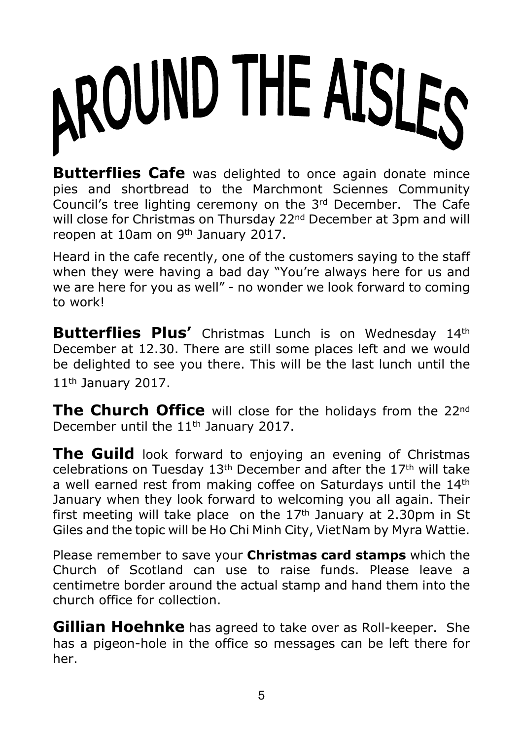# AROUND THE AISLES

**Butterflies Cafe** was delighted to once again donate mince pies and shortbread to the Marchmont Sciennes Community Council's tree lighting ceremony on the 3rd December. The Cafe will close for Christmas on Thursday 22nd December at 3pm and will reopen at 10am on 9th January 2017.

Heard in the cafe recently, one of the customers saying to the staff when they were having a bad day "You're always here for us and we are here for you as well" - no wonder we look forward to coming to work!

**Butterflies Plus'** Christmas Lunch is on Wednesday 14th December at 12.30. There are still some places left and we would be delighted to see you there. This will be the last lunch until the 11th January 2017.

**The Church Office** will close for the holidays from the 22nd December until the 11th January 2017.

**The Guild** look forward to enjoying an evening of Christmas celebrations on Tuesday 13th December and after the 17th will take a well earned rest from making coffee on Saturdays until the 14th January when they look forward to welcoming you all again. Their first meeting will take place on the 17th January at 2.30pm in St Giles and the topic will be Ho Chi Minh City, Viet Nam by Myra Wattie.

Please remember to save your **Christmas card stamps** which the Church of Scotland can use to raise funds. Please leave a centimetre border around the actual stamp and hand them into the church office for collection.

**Gillian Hoehnke** has agreed to take over as Roll-keeper. She has a pigeon-hole in the office so messages can be left there for her.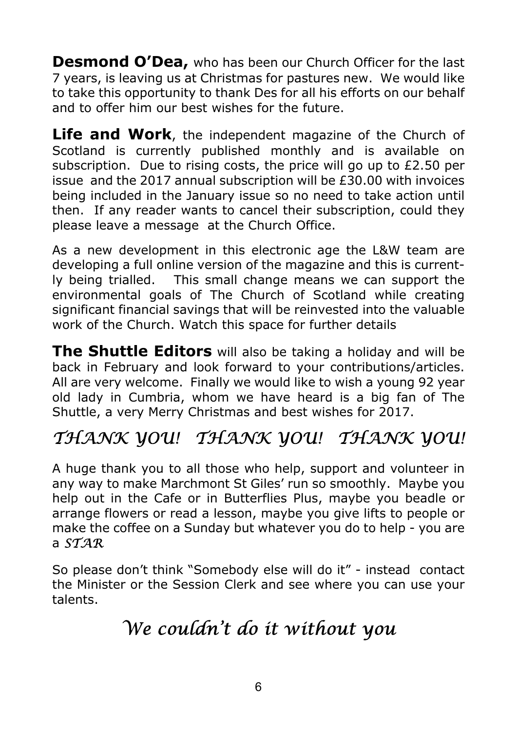**Desmond O'Dea,** who has been our Church Officer for the last 7 years, is leaving us at Christmas for pastures new. We would like to take this opportunity to thank Des for all his efforts on our behalf and to offer him our best wishes for the future.

**Life and Work**, the independent magazine of the Church of Scotland is currently published monthly and is available on subscription. Due to rising costs, the price will go up to £2.50 per issue and the 2017 annual subscription will be £30.00 with invoices being included in the January issue so no need to take action until then. If any reader wants to cancel their subscription, could they please leave a message at the Church Office.

As a new development in this electronic age the L&W team are developing a full online version of the magazine and this is currently being trialled. This small change means we can support the environmental goals of The Church of Scotland while creating significant financial savings that will be reinvested into the valuable work of the Church. Watch this space for further details

**The Shuttle Editors** will also be taking a holiday and will be back in February and look forward to your contributions/articles. All are very welcome. Finally we would like to wish a young 92 year old lady in Cumbria, whom we have heard is a big fan of The Shuttle, a very Merry Christmas and best wishes for 2017.

## *THANK YOU! THANK YOU! THANK YOU!*

A huge thank you to all those who help, support and volunteer in any way to make Marchmont St Giles' run so smoothly. Maybe you help out in the Cafe or in Butterflies Plus, maybe you beadle or arrange flowers or read a lesson, maybe you give lifts to people or make the coffee on a Sunday but whatever you do to help - you are a *STAR*

So please don't think "Somebody else will do it" - instead contact the Minister or the Session Clerk and see where you can use your talents.

## *We couldn't do it without you*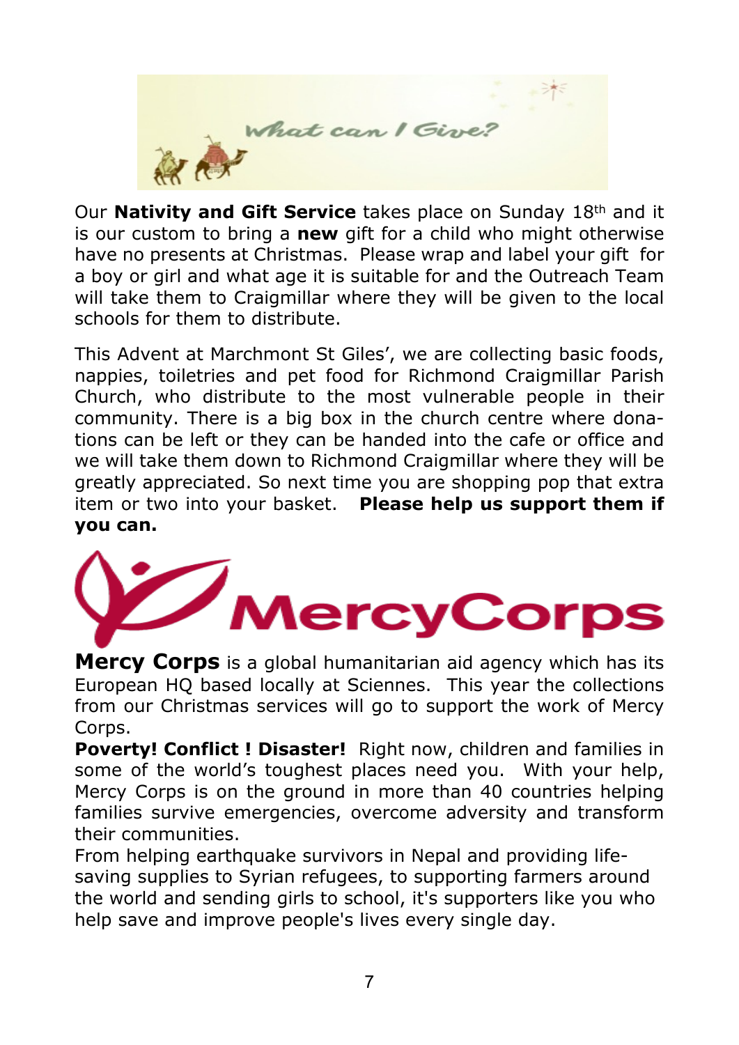# What can I Give?

Our **Nativity and Gift Service** takes place on Sunday 18th and it is our custom to bring a **new** gift for a child who might otherwise have no presents at Christmas. Please wrap and label your gift for a boy or girl and what age it is suitable for and the Outreach Team will take them to Craigmillar where they will be given to the local schools for them to distribute.

This Advent at Marchmont St Giles', we are collecting basic foods, nappies, toiletries and pet food for Richmond Craigmillar Parish Church, who distribute to the most vulnerable people in their community. There is a big box in the church centre where donations can be left or they can be handed into the cafe or office and we will take them down to Richmond Craigmillar where they will be greatly appreciated. So next time you are shopping pop that extra item or two into your basket. **Please help us support them if you can.**

# MercyCorps

**Mercy Corps** is a global humanitarian aid agency which has its European HQ based locally at Sciennes. This year the collections from our Christmas services will go to support the work of Mercy Corps.

**Poverty! Conflict ! Disaster!** Right now, children and families in some of the world's toughest places need you. With your help, Mercy Corps is on the ground in more than 40 countries helping families survive emergencies, overcome adversity and transform their communities.

From helping earthquake survivors in Nepal and providing life-saving supplies to Syrian refugees, to supporting farmers around the world and sending girls to school, it's supporters like you who help save and improve people's lives every single day.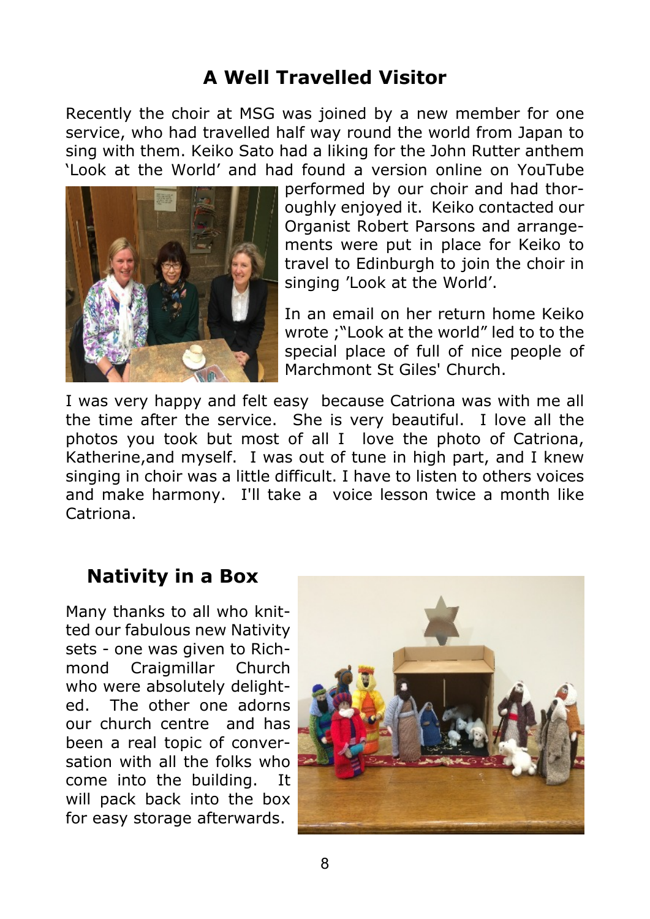## A Well Travelled Visitor

Recently the choir at MSG was joined by a new member for one service, who had travelled half way round the world from Japan to sing with them. Keiko Sato had a liking for the John Rutter anthem 'Look at the World' and had found a version online on YouTube performed by our choir and had thoroughly enjoyed it. Keiko contacted our Organist Robert Parsons and arrangements were put in place for Keiko to travel to Edinburgh to join the choir in singing 'Look at the World'.

In an email on her return home Keiko wrote ;"Look at the world" led to to the special place of full of nice people of Marchmont St Giles' Church.

I was very happy and felt easy because Catriona was with me all the time after the service. She is very beautiful. I love all the photos you took but most of all I love the photo of Catriona, Katherine,and myself. I was out of tune in high part, and I knew singing in choir was a little difficult. I have to listen to others voices and make harmony. I'll take a voice lesson twice a month like Catriona.

## Nativity in a Box

Many thanks to all who knitted our fabulous new Nativity sets - one was given to Richmond Craigmillar Church who were absolutely delighted. The other one adorns our church centre and has been a real topic of conversation with all the folks who come into the building. It will pack back into the box for easy storage afterwards.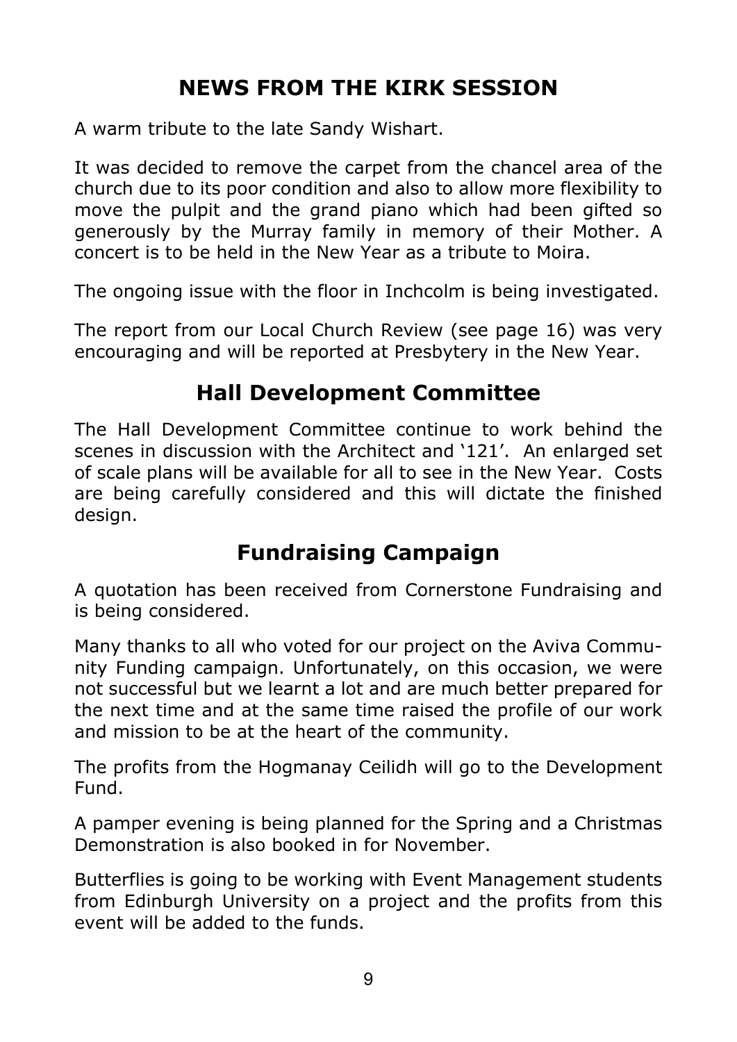## NEWS FROM THE KIRK SESSION

A warm tribute to the late Sandy Wishart.

It was decided to remove the carpet from the chancel area of the church due to its poor condition and also to allow more flexibility to move the pulpit and the grand piano which had been gifted so generously by the Murray family in memory of their Mother. A concert is to be held in the New Year as a tribute to Moira.

The ongoing issue with the floor in Inchcolm is being investigated.

The report from our Local Church Review (see page 16) was very encouraging and will be reported at Presbytery in the New Year.

## Hall Development Committee

The Hall Development Committee continue to work behind the scenes in discussion with the Architect and '121'. An enlarged set of scale plans will be available for all to see in the New Year. Costs are being carefully considered and this will dictate the finished design.

## Fundraising Campaign

A quotation has been received from Cornerstone Fundraising and is being considered.

Many thanks to all who voted for our project on the Aviva Community Funding campaign. Unfortunately, on this occasion, we were not successful but we learnt a lot and are much better prepared for the next time and at the same time raised the profile of our work and mission to be at the heart of the community.

The profits from the Hogmanay Ceilidh will go to the Development Fund.

A pamper evening is being planned for the Spring and a Christmas Demonstration is also booked in for November.

Butterflies is going to be working with Event Management students from Edinburgh University on a project and the profits from this event will be added to the funds.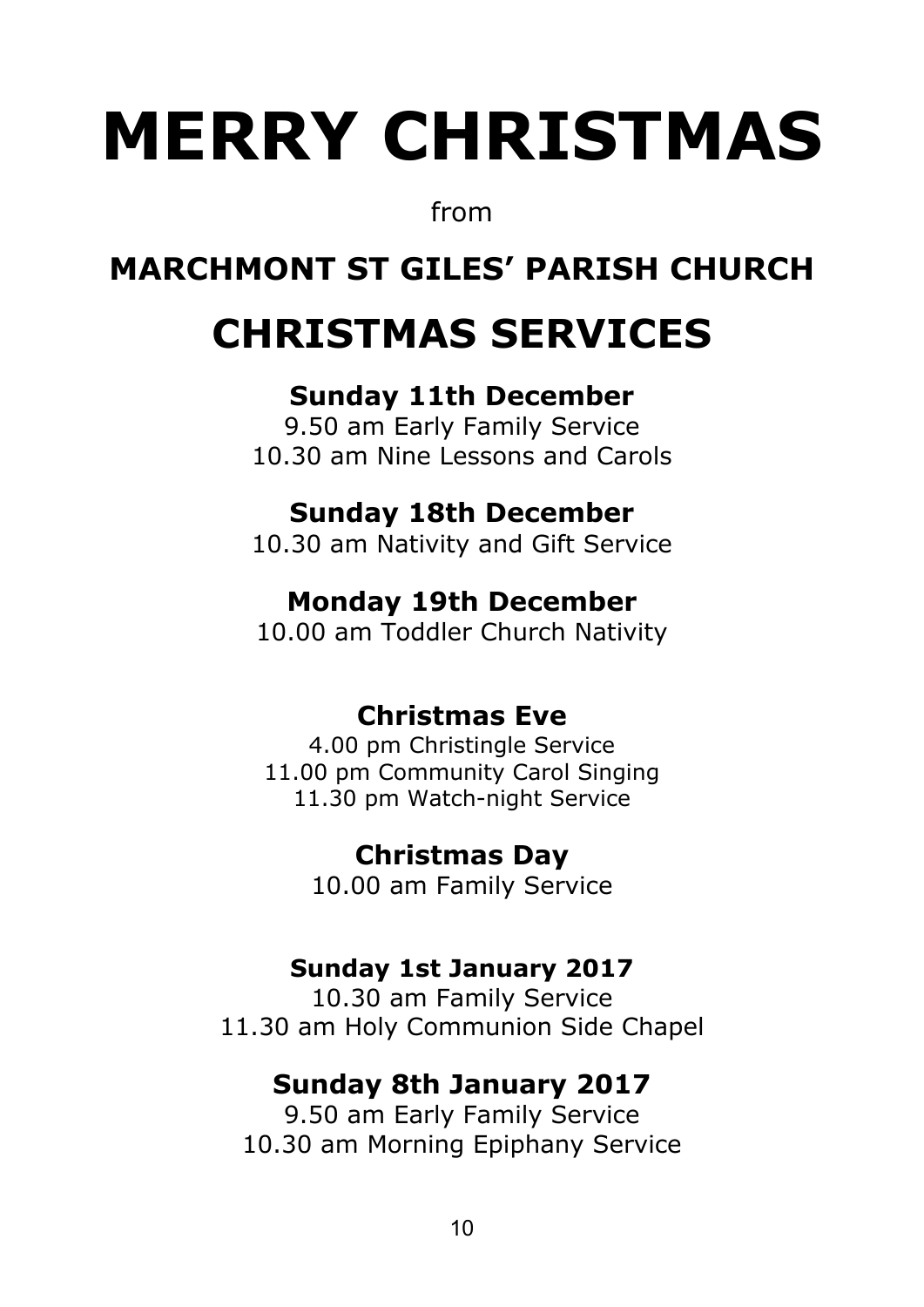# MERRY CHRISTMAS

from

## MARCHMONT ST GILES' PARISH CHURCH

# CHRISTMAS SERVICES

### Sunday 11th December

9.50 am Early Family Service
10.30 am Nine Lessons and Carols

### Sunday 18th December

10.30 am Nativity and Gift Service

### Monday 19th December

10.00 am Toddler Church Nativity

### Christmas Eve

4.00 pm Christingle Service
11.00 pm Community Carol Singing
11.30 pm Watch-night Service

### Christmas Day

10.00 am Family Service

### Sunday 1st January 2017

10.30 am Family Service
11.30 am Holy Communion Side Chapel

### Sunday 8th January 2017

9.50 am Early Family Service
10.30 am Morning Epiphany Service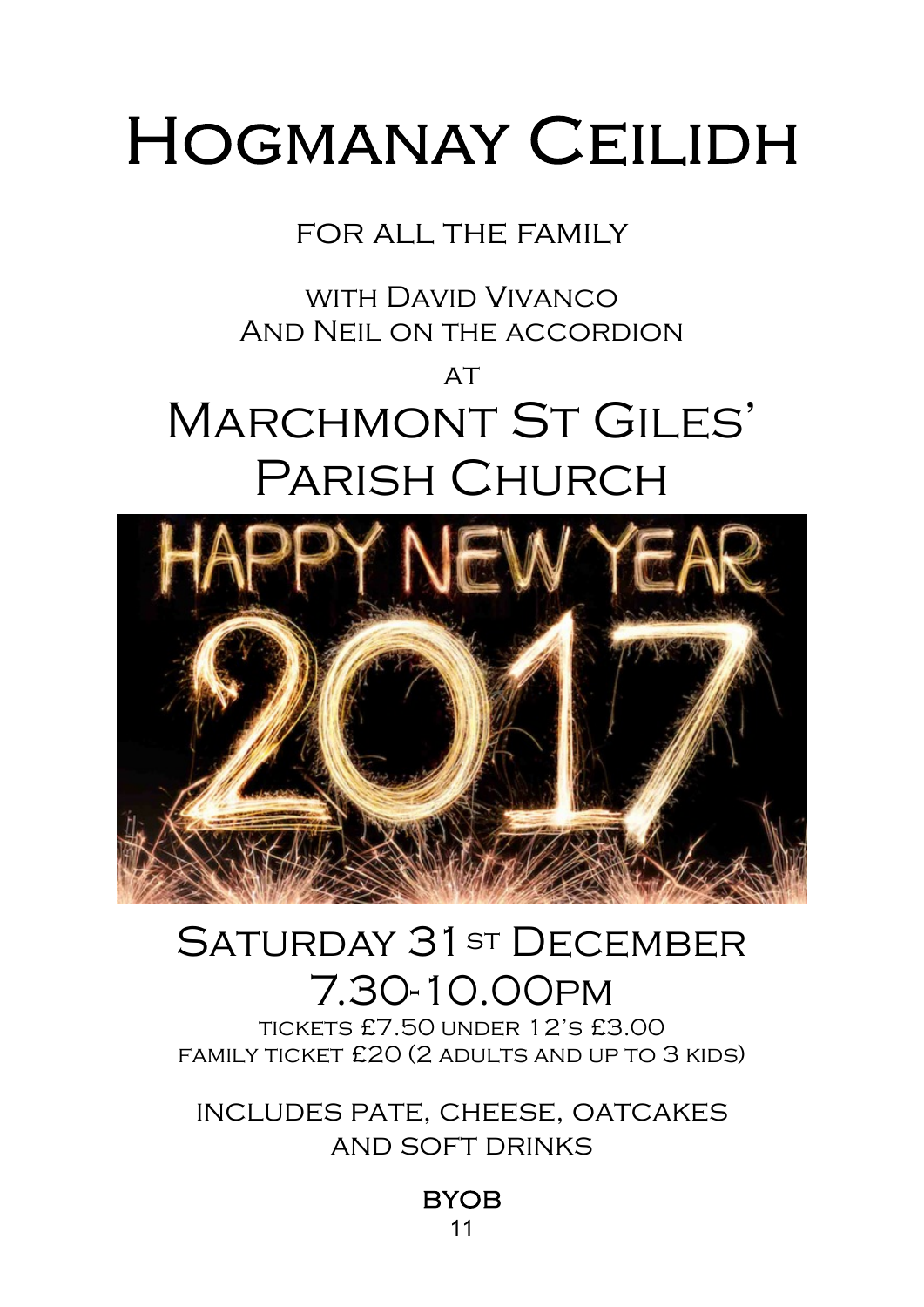# Hogmanay Ceilidh

for all the family

with David Vivanco
And Neil on the accordion

at

## Marchmont St Giles' Parish Church

## Saturday 31st December
## 7.30-10.00pm

tickets £7.50 under 12's £3.00
family ticket £20 (2 adults and up to 3 kids)

includes pate, cheese, oatcakes
and soft drinks

**BYOB**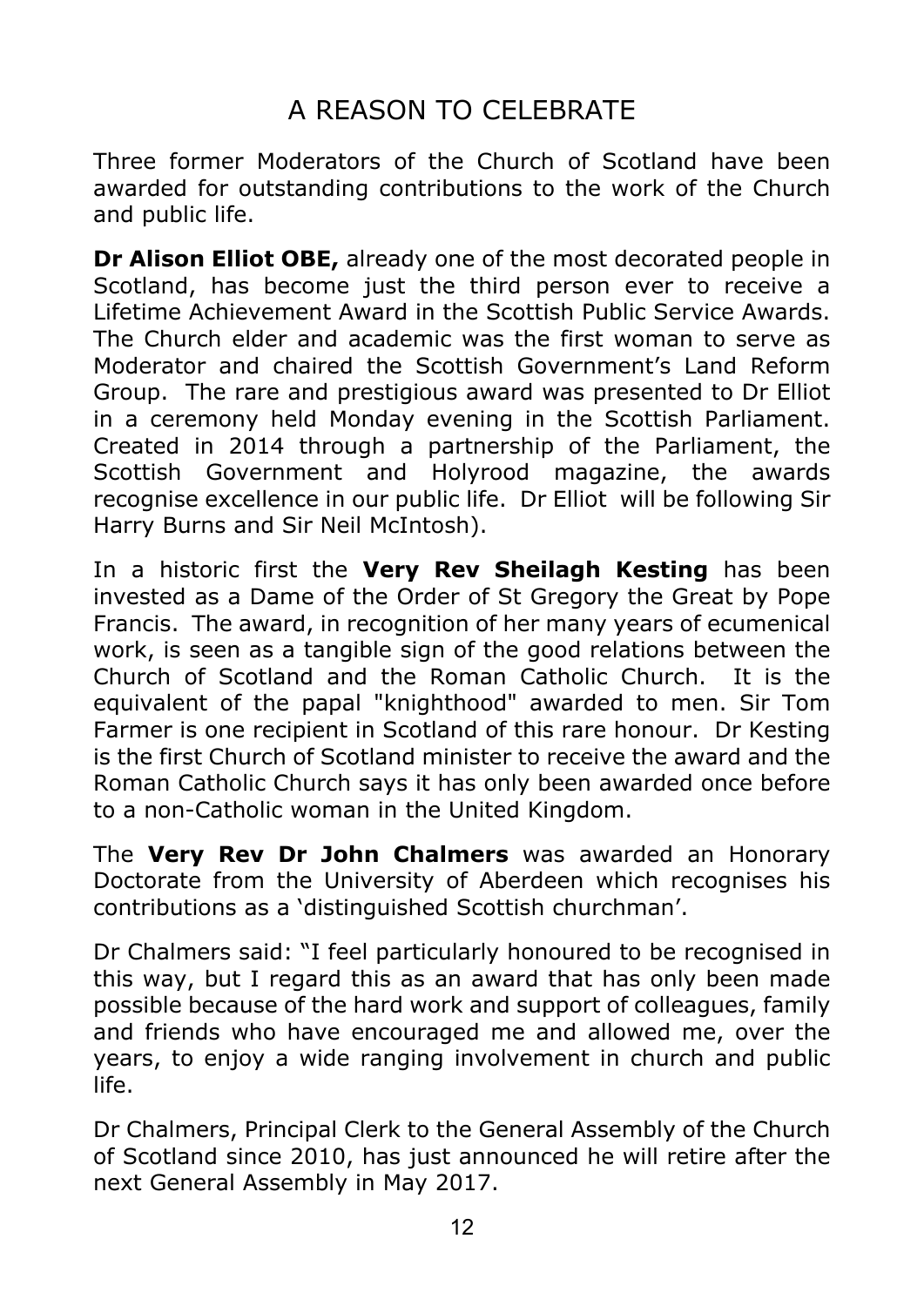# A REASON TO CELEBRATE

Three former Moderators of the Church of Scotland have been awarded for outstanding contributions to the work of the Church and public life.

**Dr Alison Elliot OBE,** already one of the most decorated people in Scotland, has become just the third person ever to receive a Lifetime Achievement Award in the Scottish Public Service Awards. The Church elder and academic was the first woman to serve as Moderator and chaired the Scottish Government's Land Reform Group. The rare and prestigious award was presented to Dr Elliot in a ceremony held Monday evening in the Scottish Parliament. Created in 2014 through a partnership of the Parliament, the Scottish Government and Holyrood magazine, the awards recognise excellence in our public life. Dr Elliot will be following Sir Harry Burns and Sir Neil McIntosh).

In a historic first the **Very Rev Sheilagh Kesting** has been invested as a Dame of the Order of St Gregory the Great by Pope Francis. The award, in recognition of her many years of ecumenical work, is seen as a tangible sign of the good relations between the Church of Scotland and the Roman Catholic Church. It is the equivalent of the papal "knighthood" awarded to men. Sir Tom Farmer is one recipient in Scotland of this rare honour. Dr Kesting is the first Church of Scotland minister to receive the award and the Roman Catholic Church says it has only been awarded once before to a non-Catholic woman in the United Kingdom.

The **Very Rev Dr John Chalmers** was awarded an Honorary Doctorate from the University of Aberdeen which recognises his contributions as a 'distinguished Scottish churchman'.

Dr Chalmers said: "I feel particularly honoured to be recognised in this way, but I regard this as an award that has only been made possible because of the hard work and support of colleagues, family and friends who have encouraged me and allowed me, over the years, to enjoy a wide ranging involvement in church and public life.

Dr Chalmers, Principal Clerk to the General Assembly of the Church of Scotland since 2010, has just announced he will retire after the next General Assembly in May 2017.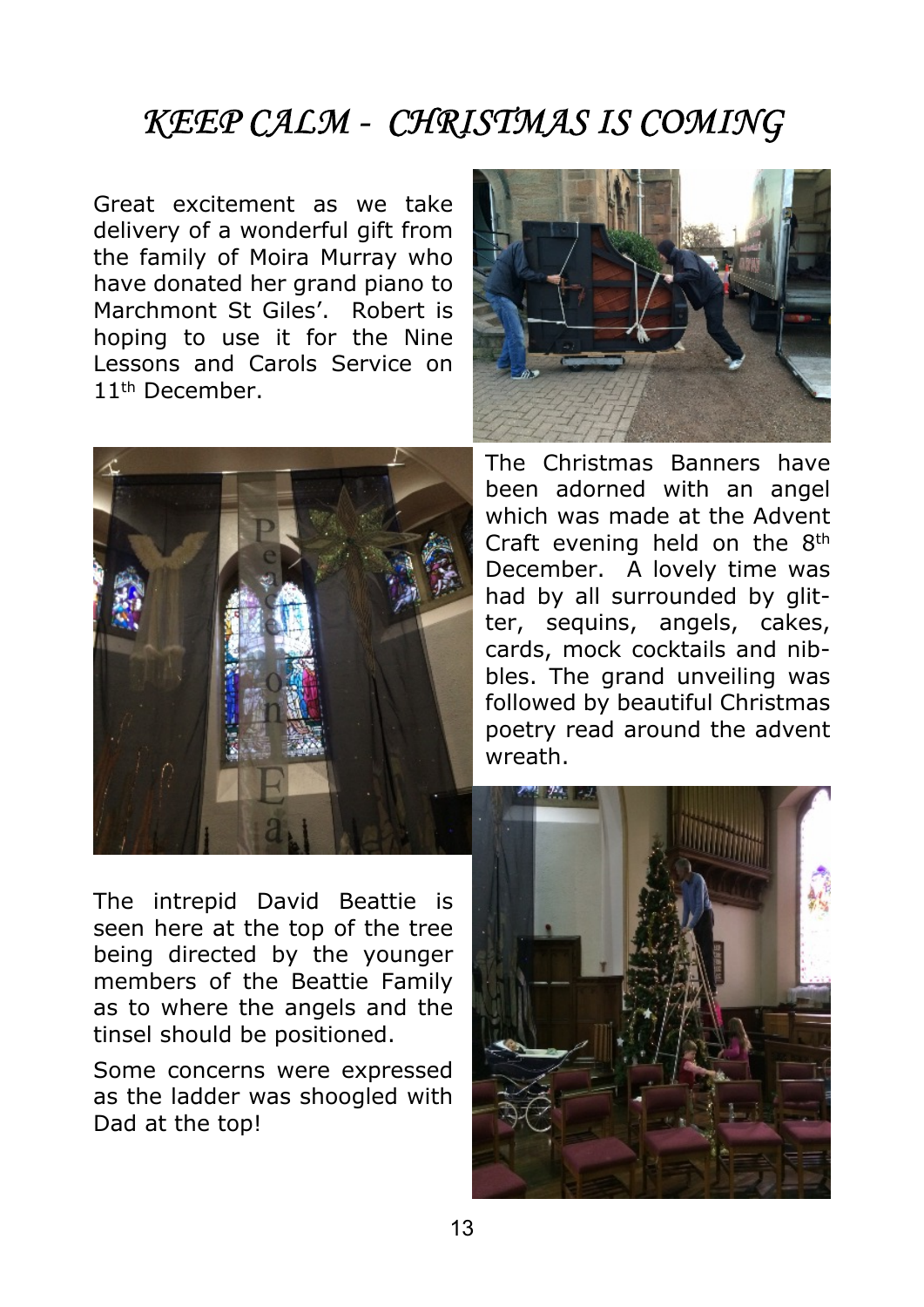# *KEEP CALM - CHRISTMAS IS COMING*

Great excitement as we take delivery of a wonderful gift from the family of Moira Murray who have donated her grand piano to Marchmont St Giles'. Robert is hoping to use it for the Nine Lessons and Carols Service on 11th December.

The Christmas Banners have been adorned with an angel which was made at the Advent Craft evening held on the 8th December. A lovely time was had by all surrounded by glitter, sequins, angels, cakes, cards, mock cocktails and nibbles. The grand unveiling was followed by beautiful Christmas poetry read around the advent wreath.

The intrepid David Beattie is seen here at the top of the tree being directed by the younger members of the Beattie Family as to where the angels and the tinsel should be positioned.

Some concerns were expressed as the ladder was shoogled with Dad at the top!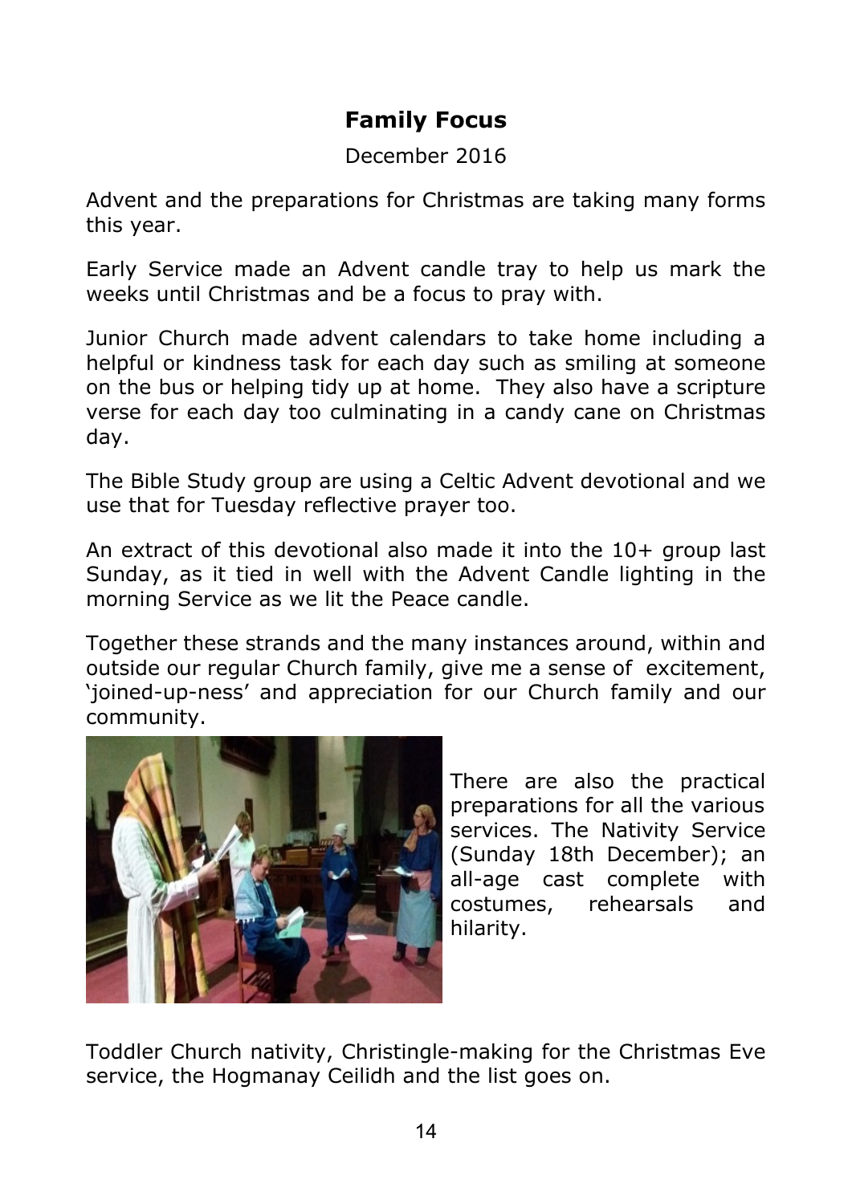# Family Focus

December 2016

Advent and the preparations for Christmas are taking many forms this year.

Early Service made an Advent candle tray to help us mark the weeks until Christmas and be a focus to pray with.

Junior Church made advent calendars to take home including a helpful or kindness task for each day such as smiling at someone on the bus or helping tidy up at home. They also have a scripture verse for each day too culminating in a candy cane on Christmas day.

The Bible Study group are using a Celtic Advent devotional and we use that for Tuesday reflective prayer too.

An extract of this devotional also made it into the 10+ group last Sunday, as it tied in well with the Advent Candle lighting in the morning Service as we lit the Peace candle.

Together these strands and the many instances around, within and outside our regular Church family, give me a sense of excitement, 'joined-up-ness' and appreciation for our Church family and our community.

There are also the practical preparations for all the various services. The Nativity Service (Sunday 18th December); an all-age cast complete with costumes, rehearsals and hilarity.

Toddler Church nativity, Christingle-making for the Christmas Eve service, the Hogmanay Ceilidh and the list goes on.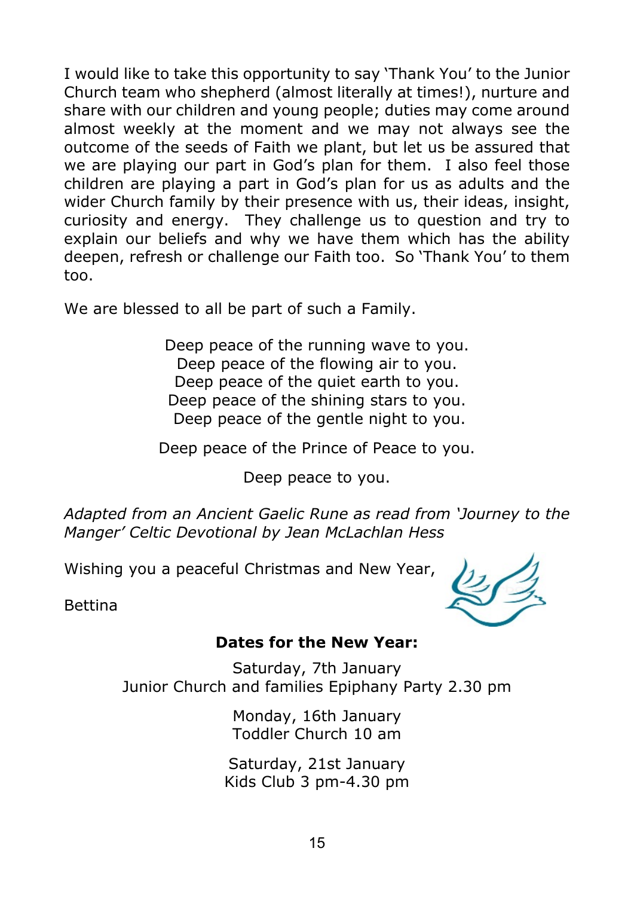I would like to take this opportunity to say 'Thank You' to the Junior Church team who shepherd (almost literally at times!), nurture and share with our children and young people; duties may come around almost weekly at the moment and we may not always see the outcome of the seeds of Faith we plant, but let us be assured that we are playing our part in God's plan for them. I also feel those children are playing a part in God's plan for us as adults and the wider Church family by their presence with us, their ideas, insight, curiosity and energy. They challenge us to question and try to explain our beliefs and why we have them which has the ability deepen, refresh or challenge our Faith too. So 'Thank You' to them too.

We are blessed to all be part of such a Family.

Deep peace of the running wave to you.
Deep peace of the flowing air to you.
Deep peace of the quiet earth to you.
Deep peace of the shining stars to you.
Deep peace of the gentle night to you.

Deep peace of the Prince of Peace to you.

Deep peace to you.

*Adapted from an Ancient Gaelic Rune as read from 'Journey to the Manger' Celtic Devotional by Jean McLachlan Hess*

Wishing you a peaceful Christmas and New Year,

Bettina

**Dates for the New Year:**

Saturday, 7th January
Junior Church and families Epiphany Party 2.30 pm

Monday, 16th January
Toddler Church 10 am

Saturday, 21st January
Kids Club 3 pm-4.30 pm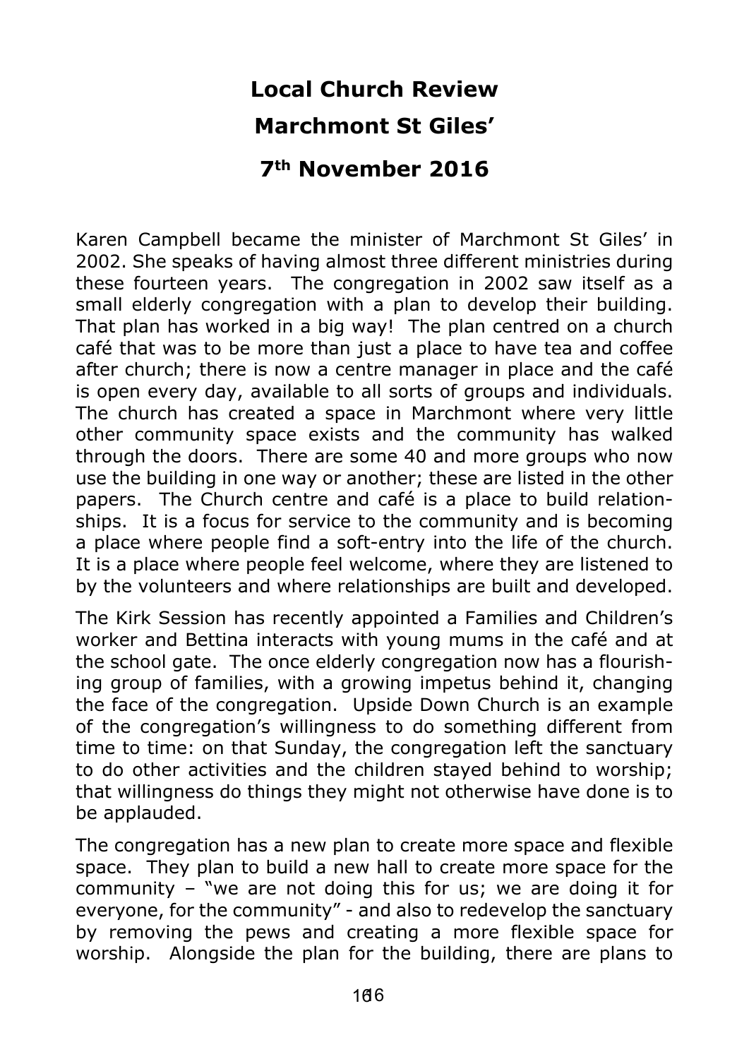# Local Church Review

## Marchmont St Giles'

## 7th November 2016

Karen Campbell became the minister of Marchmont St Giles' in 2002. She speaks of having almost three different ministries during these fourteen years. The congregation in 2002 saw itself as a small elderly congregation with a plan to develop their building. That plan has worked in a big way! The plan centred on a church café that was to be more than just a place to have tea and coffee after church; there is now a centre manager in place and the café is open every day, available to all sorts of groups and individuals. The church has created a space in Marchmont where very little other community space exists and the community has walked through the doors. There are some 40 and more groups who now use the building in one way or another; these are listed in the other papers. The Church centre and café is a place to build relationships. It is a focus for service to the community and is becoming a place where people find a soft-entry into the life of the church. It is a place where people feel welcome, where they are listened to by the volunteers and where relationships are built and developed.

The Kirk Session has recently appointed a Families and Children's worker and Bettina interacts with young mums in the café and at the school gate. The once elderly congregation now has a flourishing group of families, with a growing impetus behind it, changing the face of the congregation. Upside Down Church is an example of the congregation's willingness to do something different from time to time: on that Sunday, the congregation left the sanctuary to do other activities and the children stayed behind to worship; that willingness do things they might not otherwise have done is to be applauded.

The congregation has a new plan to create more space and flexible space. They plan to build a new hall to create more space for the community – "we are not doing this for us; we are doing it for everyone, for the community" - and also to redevelop the sanctuary by removing the pews and creating a more flexible space for worship. Alongside the plan for the building, there are plans to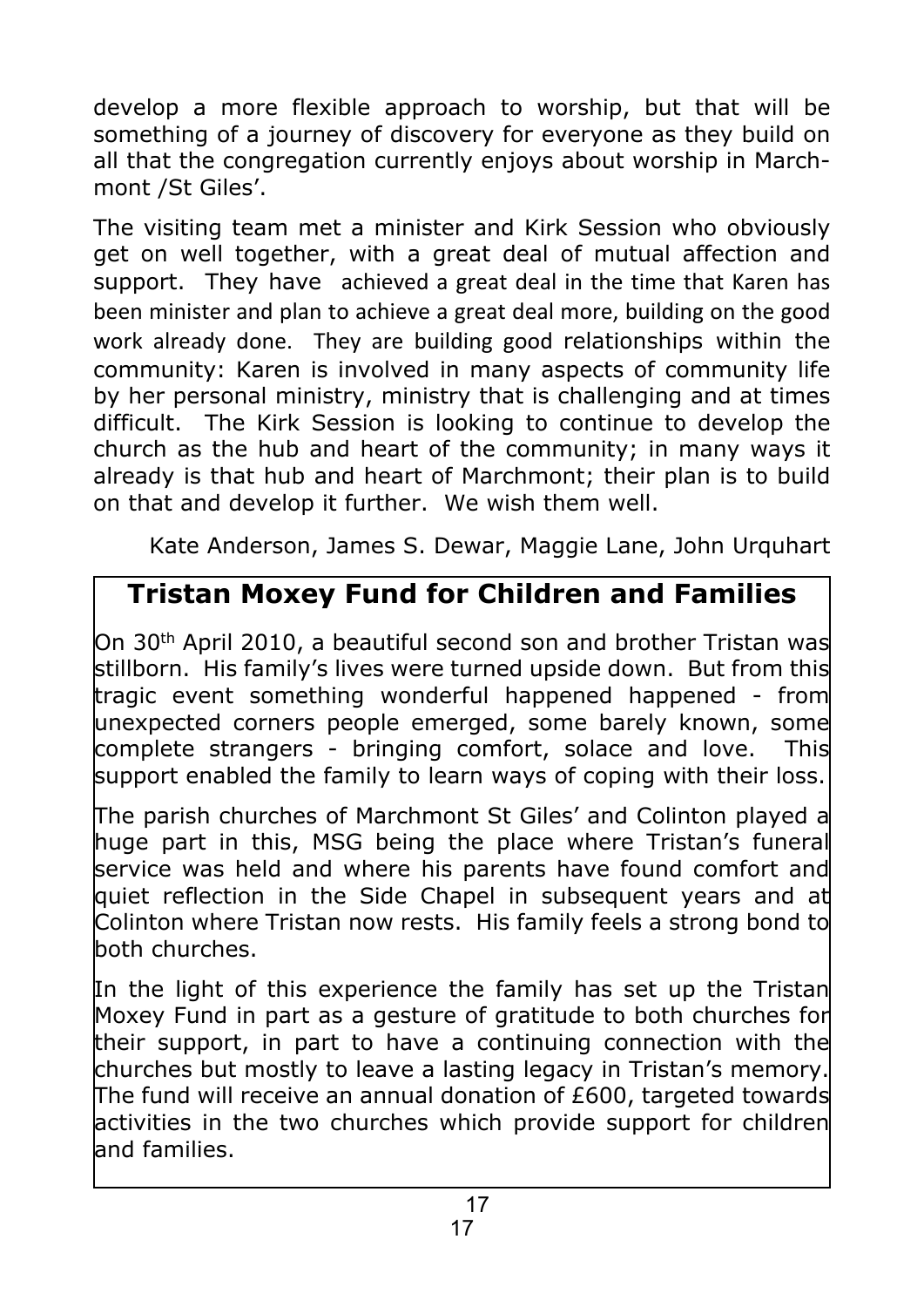develop a more flexible approach to worship, but that will be something of a journey of discovery for everyone as they build on all that the congregation currently enjoys about worship in Marchmont /St Giles'.

The visiting team met a minister and Kirk Session who obviously get on well together, with a great deal of mutual affection and support. They have achieved a great deal in the time that Karen has been minister and plan to achieve a great deal more, building on the good work already done. They are building good relationships within the community: Karen is involved in many aspects of community life by her personal ministry, ministry that is challenging and at times difficult. The Kirk Session is looking to continue to develop the church as the hub and heart of the community; in many ways it already is that hub and heart of Marchmont; their plan is to build on that and develop it further. We wish them well.

Kate Anderson, James S. Dewar, Maggie Lane, John Urquhart

## Tristan Moxey Fund for Children and Families

On 30th April 2010, a beautiful second son and brother Tristan was stillborn. His family's lives were turned upside down. But from this tragic event something wonderful happened happened - from unexpected corners people emerged, some barely known, some complete strangers - bringing comfort, solace and love. This support enabled the family to learn ways of coping with their loss.

The parish churches of Marchmont St Giles' and Colinton played a huge part in this, MSG being the place where Tristan's funeral service was held and where his parents have found comfort and quiet reflection in the Side Chapel in subsequent years and at Colinton where Tristan now rests. His family feels a strong bond to both churches.

In the light of this experience the family has set up the Tristan Moxey Fund in part as a gesture of gratitude to both churches for their support, in part to have a continuing connection with the churches but mostly to leave a lasting legacy in Tristan's memory. The fund will receive an annual donation of £600, targeted towards activities in the two churches which provide support for children and families.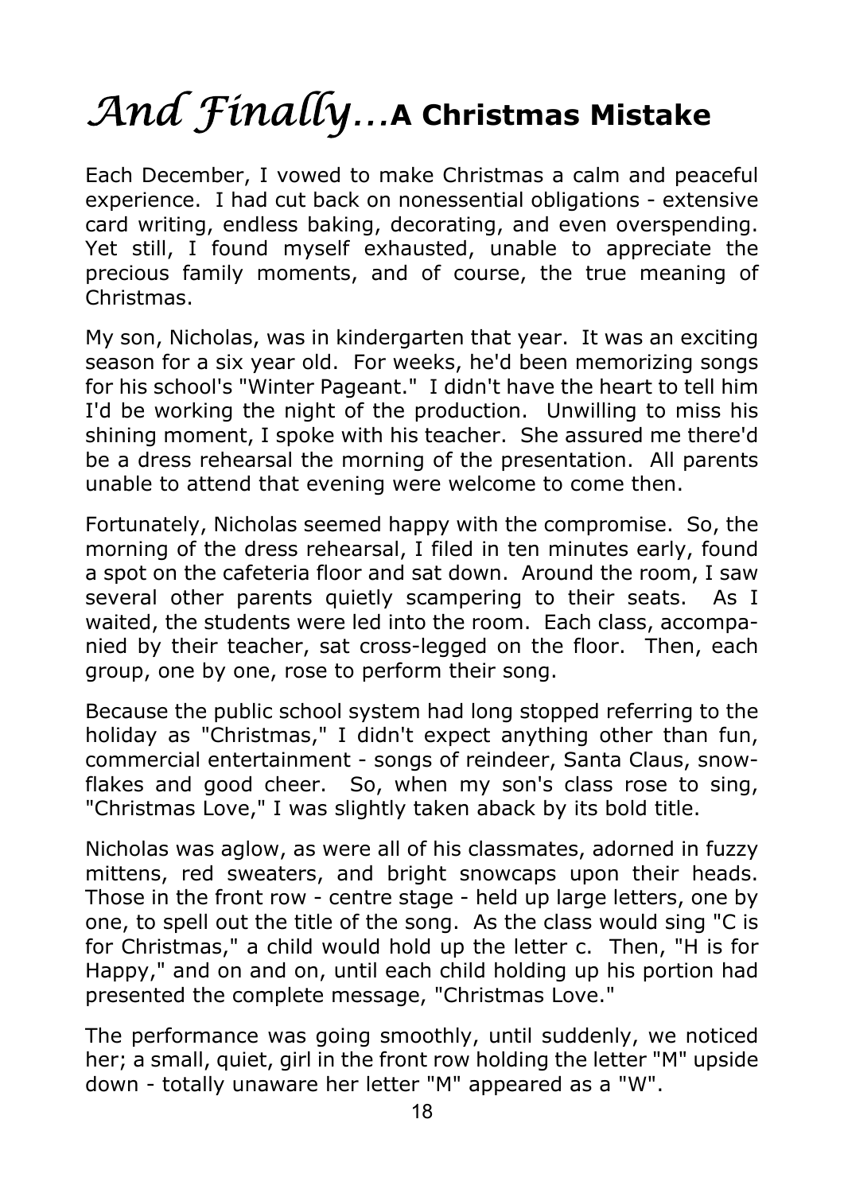# *And Finally…* **A Christmas Mistake**

Each December, I vowed to make Christmas a calm and peaceful experience. I had cut back on nonessential obligations - extensive card writing, endless baking, decorating, and even overspending. Yet still, I found myself exhausted, unable to appreciate the precious family moments, and of course, the true meaning of Christmas.

My son, Nicholas, was in kindergarten that year. It was an exciting season for a six year old. For weeks, he'd been memorizing songs for his school's "Winter Pageant." I didn't have the heart to tell him I'd be working the night of the production. Unwilling to miss his shining moment, I spoke with his teacher. She assured me there'd be a dress rehearsal the morning of the presentation. All parents unable to attend that evening were welcome to come then.

Fortunately, Nicholas seemed happy with the compromise. So, the morning of the dress rehearsal, I filed in ten minutes early, found a spot on the cafeteria floor and sat down. Around the room, I saw several other parents quietly scampering to their seats. As I waited, the students were led into the room. Each class, accompanied by their teacher, sat cross-legged on the floor. Then, each group, one by one, rose to perform their song.

Because the public school system had long stopped referring to the holiday as "Christmas," I didn't expect anything other than fun, commercial entertainment - songs of reindeer, Santa Claus, snowflakes and good cheer. So, when my son's class rose to sing, "Christmas Love," I was slightly taken aback by its bold title.

Nicholas was aglow, as were all of his classmates, adorned in fuzzy mittens, red sweaters, and bright snowcaps upon their heads. Those in the front row - centre stage - held up large letters, one by one, to spell out the title of the song. As the class would sing "C is for Christmas," a child would hold up the letter c. Then, "H is for Happy," and on and on, until each child holding up his portion had presented the complete message, "Christmas Love."

The performance was going smoothly, until suddenly, we noticed her; a small, quiet, girl in the front row holding the letter "M" upside down - totally unaware her letter "M" appeared as a "W".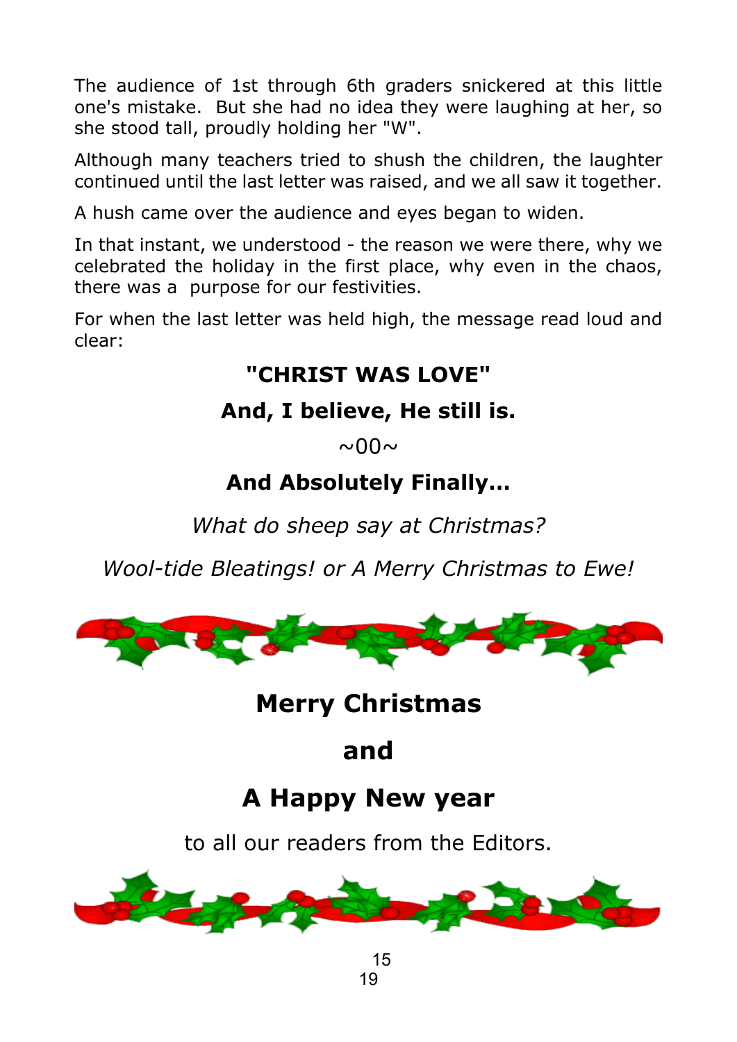The audience of 1st through 6th graders snickered at this little one's mistake. But she had no idea they were laughing at her, so she stood tall, proudly holding her "W".

Although many teachers tried to shush the children, the laughter continued until the last letter was raised, and we all saw it together.

A hush came over the audience and eyes began to widen.

In that instant, we understood - the reason we were there, why we celebrated the holiday in the first place, why even in the chaos, there was a purpose for our festivities.

For when the last letter was held high, the message read loud and clear:

**"CHRIST WAS LOVE"**

**And, I believe, He still is.**

~00~

**And Absolutely Finally...**

*What do sheep say at Christmas?*

*Wool-tide Bleatings! or A Merry Christmas to Ewe!*

**Merry Christmas**

**and**

**A Happy New year**

to all our readers from the Editors.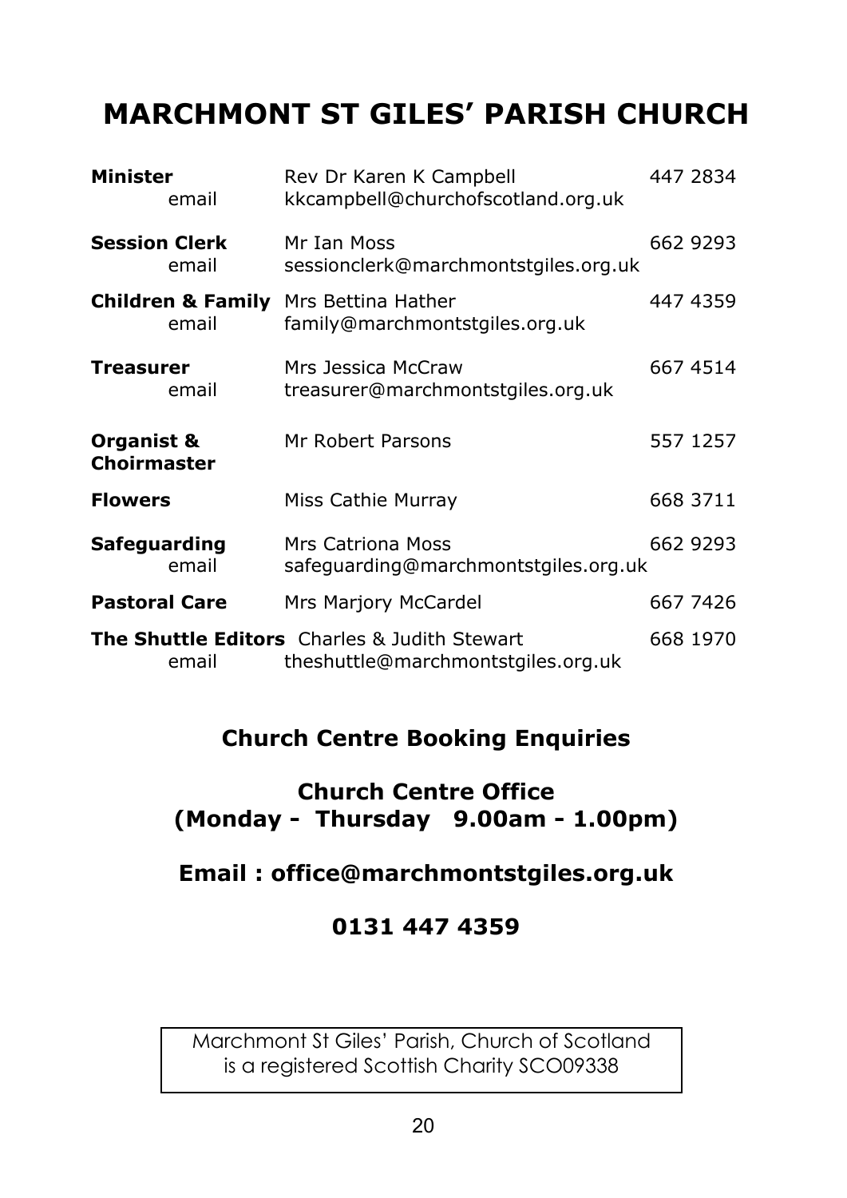# MARCHMONT ST GILES' PARISH CHURCH

| | | |
|---|---|---|
| **Minister** | Rev Dr Karen K Campbell | 447 2834 |
| email | kkcampbell@churchofscotland.org.uk | |
| **Session Clerk** | Mr Ian Moss | 662 9293 |
| email | sessionclerk@marchmontstgiles.org.uk | |
| **Children & Family** | Mrs Bettina Hather | 447 4359 |
| email | family@marchmontstgiles.org.uk | |
| **Treasurer** | Mrs Jessica McCraw | 667 4514 |
| email | treasurer@marchmontstgiles.org.uk | |
| **Organist & Choirmaster** | Mr Robert Parsons | 557 1257 |
| **Flowers** | Miss Cathie Murray | 668 3711 |
| **Safeguarding** | Mrs Catriona Moss | 662 9293 |
| email | safeguarding@marchmontstgiles.org.uk | |
| **Pastoral Care** | Mrs Marjory McCardel | 667 7426 |
| **The Shuttle Editors** | Charles & Judith Stewart | 668 1970 |
| email | theshuttle@marchmontstgiles.org.uk | |

### Church Centre Booking Enquiries

### Church Centre Office
### (Monday - Thursday 9.00am - 1.00pm)

### Email : office@marchmontstgiles.org.uk

### 0131 447 4359

Marchmont St Giles' Parish, Church of Scotland
is a registered Scottish Charity SCO09338